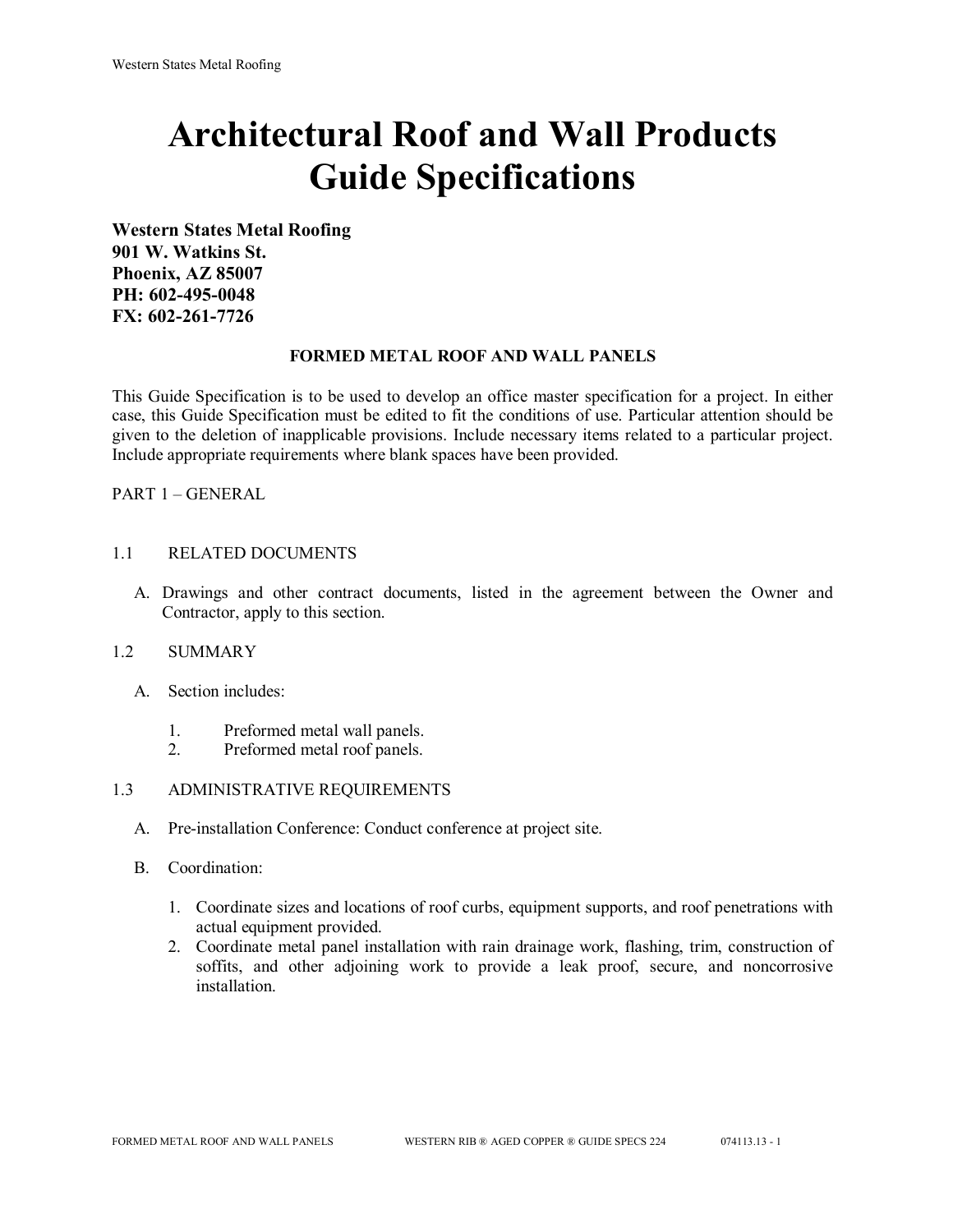# Architectural Roof and Wall Products Guide Specifications

**Western States Metal Roofing**
**901 W. Watkins St.**
**Phoenix, AZ 85007**
**PH: 602-495-0048**
**FX: 602-261-7726**

**FORMED METAL ROOF AND WALL PANELS**

This Guide Specification is to be used to develop an office master specification for a project. In either case, this Guide Specification must be edited to fit the conditions of use. Particular attention should be given to the deletion of inapplicable provisions. Include necessary items related to a particular project. Include appropriate requirements where blank spaces have been provided.

PART 1 – GENERAL

1.1 RELATED DOCUMENTS

A. Drawings and other contract documents, listed in the agreement between the Owner and Contractor, apply to this section.

1.2 SUMMARY

A. Section includes:

1. Preformed metal wall panels.
2. Preformed metal roof panels.

1.3 ADMINISTRATIVE REQUIREMENTS

A. Pre-installation Conference: Conduct conference at project site.

B. Coordination:

1. Coordinate sizes and locations of roof curbs, equipment supports, and roof penetrations with actual equipment provided.
2. Coordinate metal panel installation with rain drainage work, flashing, trim, construction of soffits, and other adjoining work to provide a leak proof, secure, and noncorrosive installation.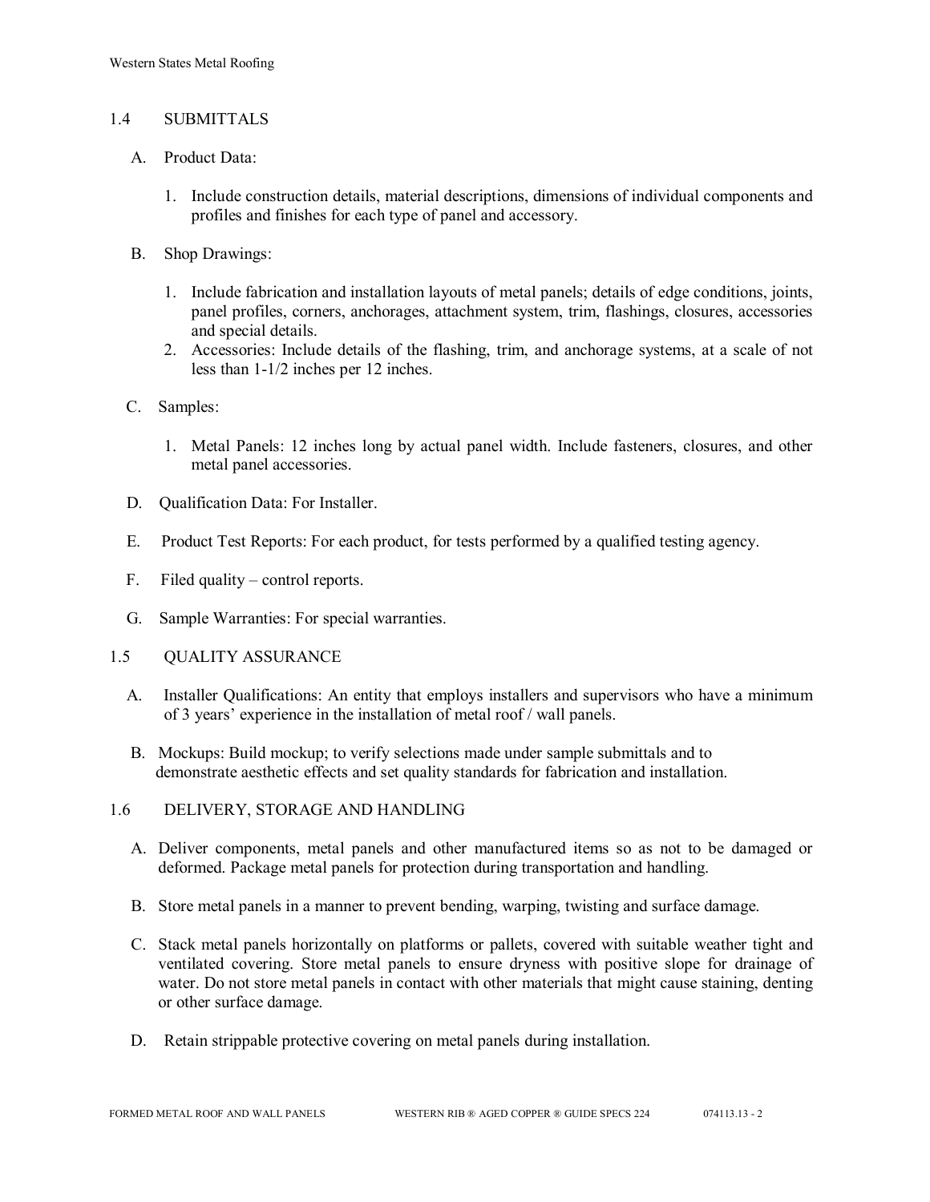## 1.4 SUBMITTALS

A. Product Data:

1. Include construction details, material descriptions, dimensions of individual components and profiles and finishes for each type of panel and accessory.

B. Shop Drawings:

1. Include fabrication and installation layouts of metal panels; details of edge conditions, joints, panel profiles, corners, anchorages, attachment system, trim, flashings, closures, accessories and special details.
2. Accessories: Include details of the flashing, trim, and anchorage systems, at a scale of not less than 1-1/2 inches per 12 inches.

C. Samples:

1. Metal Panels: 12 inches long by actual panel width. Include fasteners, closures, and other metal panel accessories.

D. Qualification Data: For Installer.

E. Product Test Reports: For each product, for tests performed by a qualified testing agency.

F. Filed quality – control reports.

G. Sample Warranties: For special warranties.

## 1.5 QUALITY ASSURANCE

A. Installer Qualifications: An entity that employs installers and supervisors who have a minimum of 3 years' experience in the installation of metal roof / wall panels.

B. Mockups: Build mockup; to verify selections made under sample submittals and to demonstrate aesthetic effects and set quality standards for fabrication and installation.

## 1.6 DELIVERY, STORAGE AND HANDLING

A. Deliver components, metal panels and other manufactured items so as not to be damaged or deformed. Package metal panels for protection during transportation and handling.

B. Store metal panels in a manner to prevent bending, warping, twisting and surface damage.

C. Stack metal panels horizontally on platforms or pallets, covered with suitable weather tight and ventilated covering. Store metal panels to ensure dryness with positive slope for drainage of water. Do not store metal panels in contact with other materials that might cause staining, denting or other surface damage.

D. Retain strippable protective covering on metal panels during installation.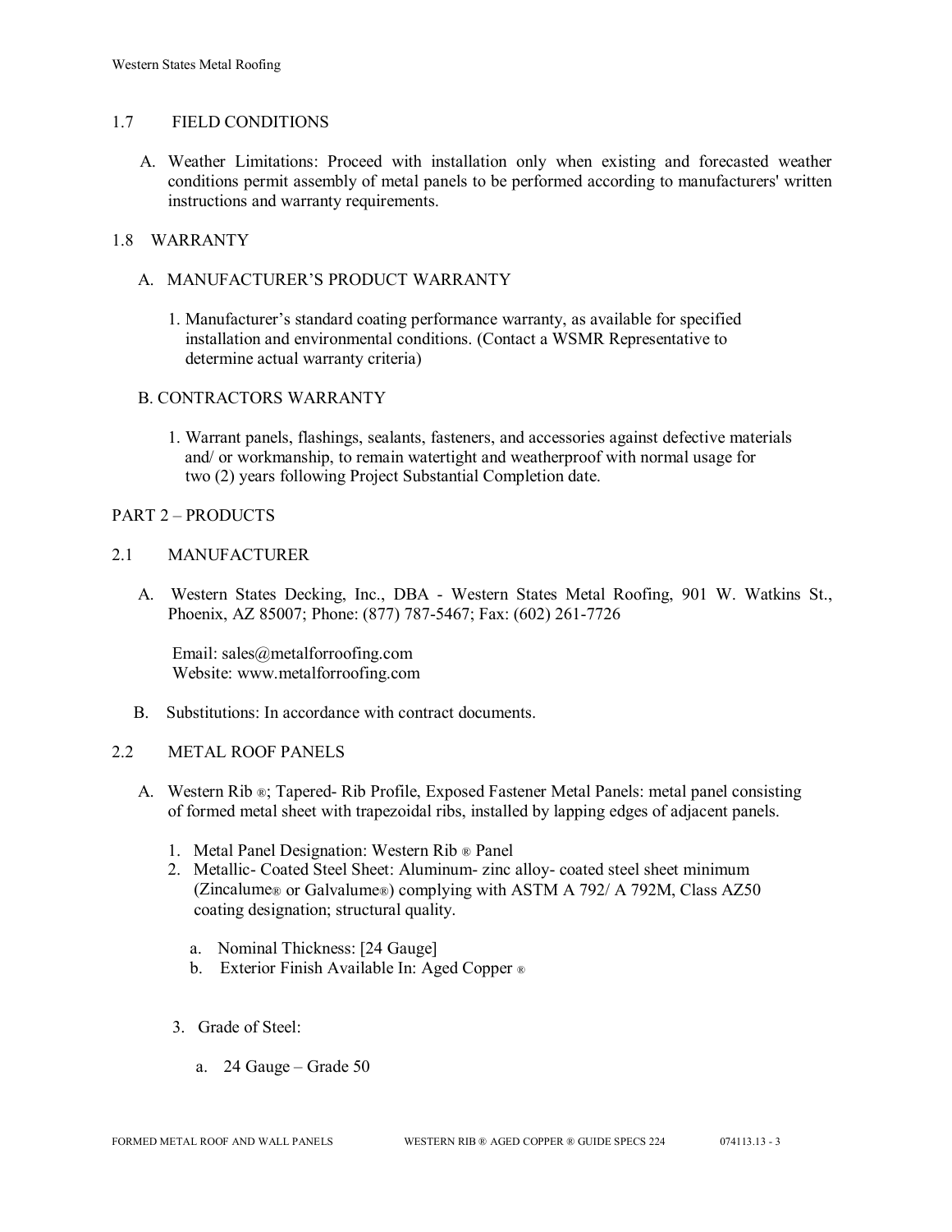## 1.7 FIELD CONDITIONS

A. Weather Limitations: Proceed with installation only when existing and forecasted weather conditions permit assembly of metal panels to be performed according to manufacturers' written instructions and warranty requirements.

## 1.8 WARRANTY

A. MANUFACTURER'S PRODUCT WARRANTY

1. Manufacturer's standard coating performance warranty, as available for specified installation and environmental conditions. (Contact a WSMR Representative to determine actual warranty criteria)

B. CONTRACTORS WARRANTY

1. Warrant panels, flashings, sealants, fasteners, and accessories against defective materials and/ or workmanship, to remain watertight and weatherproof with normal usage for two (2) years following Project Substantial Completion date.

# PART 2 – PRODUCTS

## 2.1 MANUFACTURER

A. Western States Decking, Inc., DBA - Western States Metal Roofing, 901 W. Watkins St., Phoenix, AZ 85007; Phone: (877) 787-5467; Fax: (602) 261-7726

Email: sales@metalforroofing.com
Website: www.metalforroofing.com

B. Substitutions: In accordance with contract documents.

## 2.2 METAL ROOF PANELS

A. Western Rib ®; Tapered- Rib Profile, Exposed Fastener Metal Panels: metal panel consisting of formed metal sheet with trapezoidal ribs, installed by lapping edges of adjacent panels.

1. Metal Panel Designation: Western Rib ® Panel
2. Metallic- Coated Steel Sheet: Aluminum- zinc alloy- coated steel sheet minimum (Zincalume® or Galvalume®) complying with ASTM A 792/ A 792M, Class AZ50 coating designation; structural quality.

   a. Nominal Thickness: [24 Gauge]
   b. Exterior Finish Available In: Aged Copper ®

3. Grade of Steel:

   a. 24 Gauge – Grade 50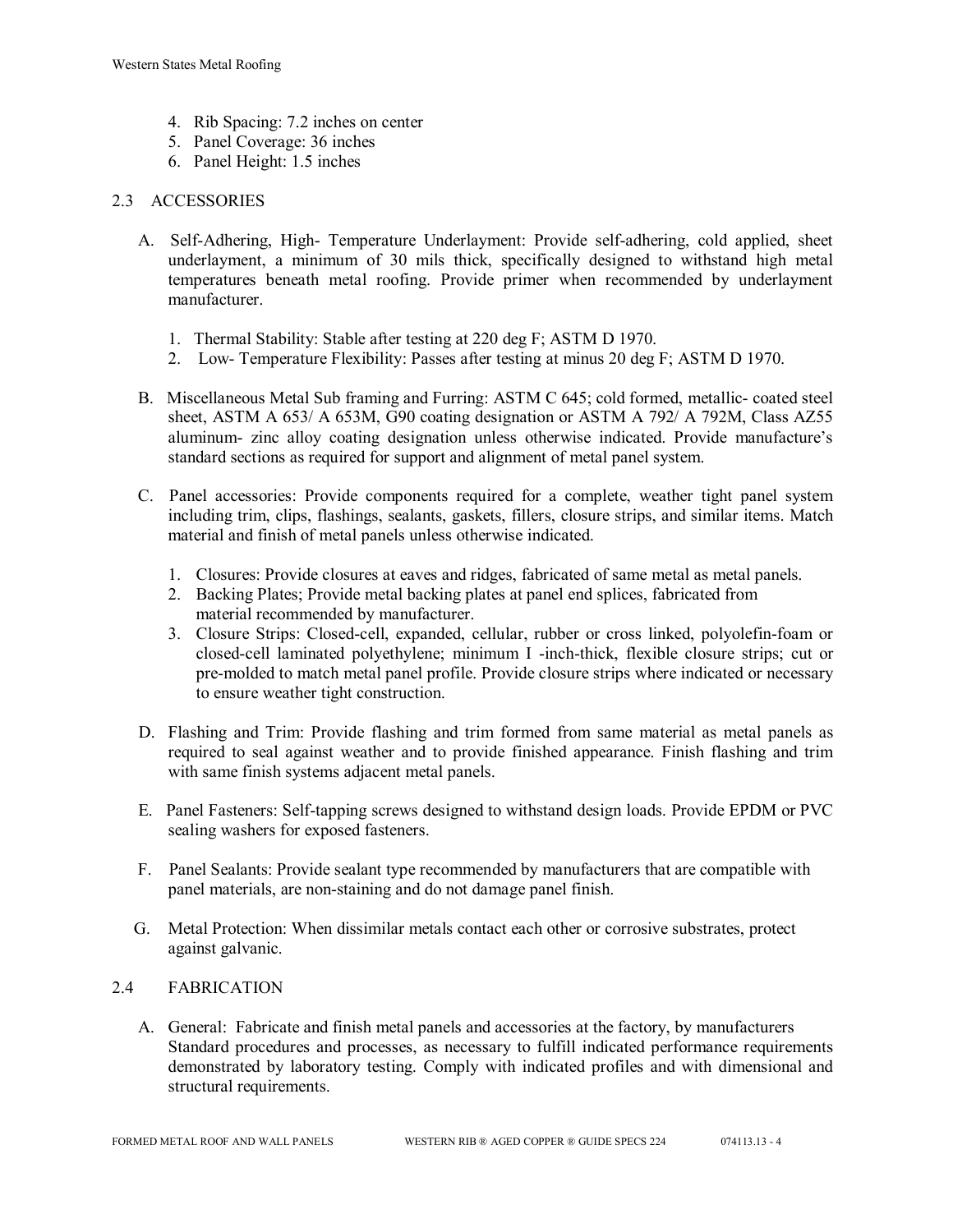4. Rib Spacing: 7.2 inches on center
5. Panel Coverage: 36 inches
6. Panel Height: 1.5 inches

## 2.3 ACCESSORIES

A. Self-Adhering, High- Temperature Underlayment: Provide self-adhering, cold applied, sheet underlayment, a minimum of 30 mils thick, specifically designed to withstand high metal temperatures beneath metal roofing. Provide primer when recommended by underlayment manufacturer.

   1. Thermal Stability: Stable after testing at 220 deg F; ASTM D 1970.
   2. Low- Temperature Flexibility: Passes after testing at minus 20 deg F; ASTM D 1970.

B. Miscellaneous Metal Sub framing and Furring: ASTM C 645; cold formed, metallic- coated steel sheet, ASTM A 653/ A 653M, G90 coating designation or ASTM A 792/ A 792M, Class AZ55 aluminum- zinc alloy coating designation unless otherwise indicated. Provide manufacture's standard sections as required for support and alignment of metal panel system.

C. Panel accessories: Provide components required for a complete, weather tight panel system including trim, clips, flashings, sealants, gaskets, fillers, closure strips, and similar items. Match material and finish of metal panels unless otherwise indicated.

   1. Closures: Provide closures at eaves and ridges, fabricated of same metal as metal panels.
   2. Backing Plates; Provide metal backing plates at panel end splices, fabricated from material recommended by manufacturer.
   3. Closure Strips: Closed-cell, expanded, cellular, rubber or cross linked, polyolefin-foam or closed-cell laminated polyethylene; minimum I -inch-thick, flexible closure strips; cut or pre-molded to match metal panel profile. Provide closure strips where indicated or necessary to ensure weather tight construction.

D. Flashing and Trim: Provide flashing and trim formed from same material as metal panels as required to seal against weather and to provide finished appearance. Finish flashing and trim with same finish systems adjacent metal panels.

E. Panel Fasteners: Self-tapping screws designed to withstand design loads. Provide EPDM or PVC sealing washers for exposed fasteners.

F. Panel Sealants: Provide sealant type recommended by manufacturers that are compatible with panel materials, are non-staining and do not damage panel finish.

G. Metal Protection: When dissimilar metals contact each other or corrosive substrates, protect against galvanic.

## 2.4 FABRICATION

A. General: Fabricate and finish metal panels and accessories at the factory, by manufacturers Standard procedures and processes, as necessary to fulfill indicated performance requirements demonstrated by laboratory testing. Comply with indicated profiles and with dimensional and structural requirements.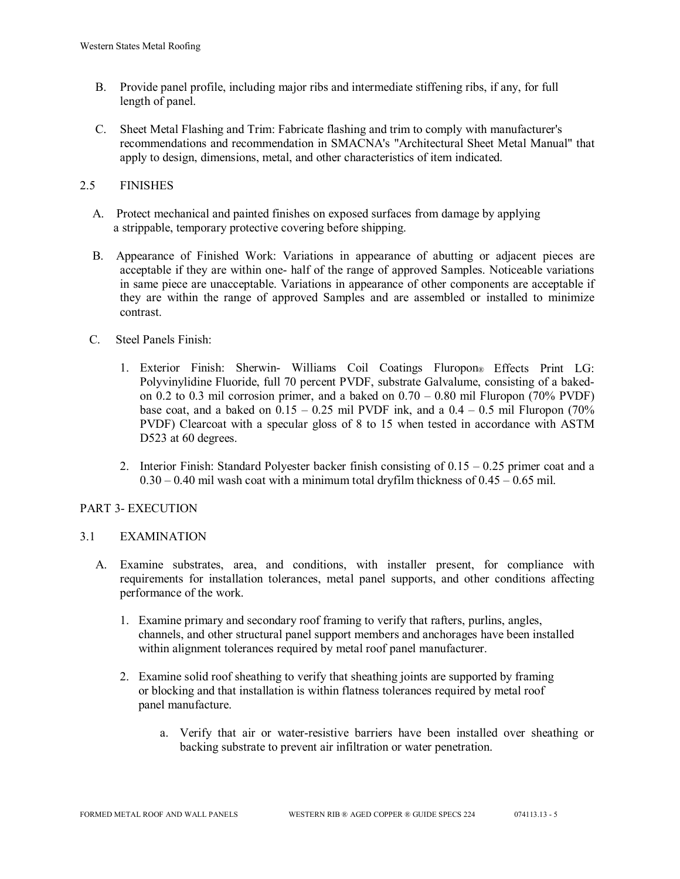B. Provide panel profile, including major ribs and intermediate stiffening ribs, if any, for full length of panel.

C. Sheet Metal Flashing and Trim: Fabricate flashing and trim to comply with manufacturer's recommendations and recommendation in SMACNA's "Architectural Sheet Metal Manual" that apply to design, dimensions, metal, and other characteristics of item indicated.

## 2.5 FINISHES

A. Protect mechanical and painted finishes on exposed surfaces from damage by applying a strippable, temporary protective covering before shipping.

B. Appearance of Finished Work: Variations in appearance of abutting or adjacent pieces are acceptable if they are within one- half of the range of approved Samples. Noticeable variations in same piece are unacceptable. Variations in appearance of other components are acceptable if they are within the range of approved Samples and are assembled or installed to minimize contrast.

C. Steel Panels Finish:

1. Exterior Finish: Sherwin- Williams Coil Coatings Fluropon® Effects Print LG: Polyvinylidine Fluoride, full 70 percent PVDF, substrate Galvalume, consisting of a baked-on 0.2 to 0.3 mil corrosion primer, and a baked on 0.70 – 0.80 mil Fluropon (70% PVDF) base coat, and a baked on 0.15 – 0.25 mil PVDF ink, and a 0.4 – 0.5 mil Fluropon (70% PVDF) Clearcoat with a specular gloss of 8 to 15 when tested in accordance with ASTM D523 at 60 degrees.

2. Interior Finish: Standard Polyester backer finish consisting of 0.15 – 0.25 primer coat and a 0.30 – 0.40 mil wash coat with a minimum total dryfilm thickness of 0.45 – 0.65 mil.

# PART 3- EXECUTION

## 3.1 EXAMINATION

A. Examine substrates, area, and conditions, with installer present, for compliance with requirements for installation tolerances, metal panel supports, and other conditions affecting performance of the work.

1. Examine primary and secondary roof framing to verify that rafters, purlins, angles, channels, and other structural panel support members and anchorages have been installed within alignment tolerances required by metal roof panel manufacturer.

2. Examine solid roof sheathing to verify that sheathing joints are supported by framing or blocking and that installation is within flatness tolerances required by metal roof panel manufacture.

    a. Verify that air or water-resistive barriers have been installed over sheathing or backing substrate to prevent air infiltration or water penetration.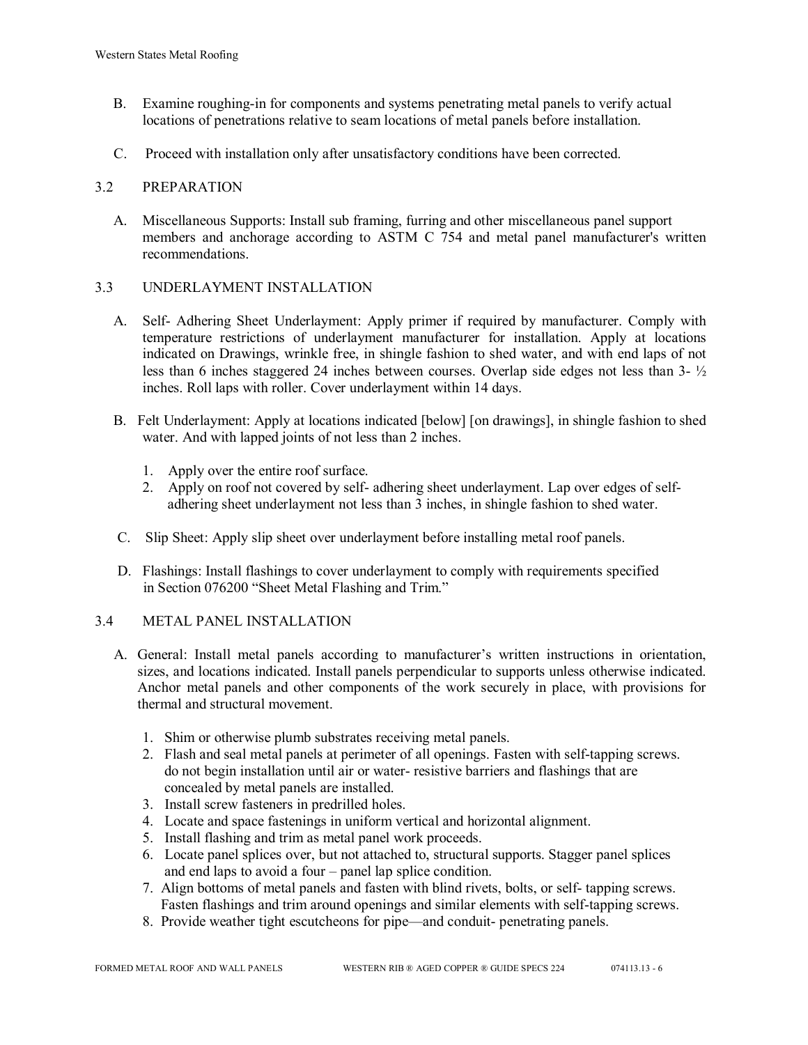B. Examine roughing-in for components and systems penetrating metal panels to verify actual locations of penetrations relative to seam locations of metal panels before installation.

C. Proceed with installation only after unsatisfactory conditions have been corrected.

## 3.2 PREPARATION

A. Miscellaneous Supports: Install sub framing, furring and other miscellaneous panel support members and anchorage according to ASTM C 754 and metal panel manufacturer's written recommendations.

## 3.3 UNDERLAYMENT INSTALLATION

A. Self- Adhering Sheet Underlayment: Apply primer if required by manufacturer. Comply with temperature restrictions of underlayment manufacturer for installation. Apply at locations indicated on Drawings, wrinkle free, in shingle fashion to shed water, and with end laps of not less than 6 inches staggered 24 inches between courses. Overlap side edges not less than 3- ½ inches. Roll laps with roller. Cover underlayment within 14 days.

B. Felt Underlayment: Apply at locations indicated [below] [on drawings], in shingle fashion to shed water. And with lapped joints of not less than 2 inches.

1. Apply over the entire roof surface.
2. Apply on roof not covered by self- adhering sheet underlayment. Lap over edges of self- adhering sheet underlayment not less than 3 inches, in shingle fashion to shed water.

C. Slip Sheet: Apply slip sheet over underlayment before installing metal roof panels.

D. Flashings: Install flashings to cover underlayment to comply with requirements specified in Section 076200 "Sheet Metal Flashing and Trim."

## 3.4 METAL PANEL INSTALLATION

A. General: Install metal panels according to manufacturer's written instructions in orientation, sizes, and locations indicated. Install panels perpendicular to supports unless otherwise indicated. Anchor metal panels and other components of the work securely in place, with provisions for thermal and structural movement.

1. Shim or otherwise plumb substrates receiving metal panels.
2. Flash and seal metal panels at perimeter of all openings. Fasten with self-tapping screws. do not begin installation until air or water- resistive barriers and flashings that are concealed by metal panels are installed.
3. Install screw fasteners in predrilled holes.
4. Locate and space fastenings in uniform vertical and horizontal alignment.
5. Install flashing and trim as metal panel work proceeds.
6. Locate panel splices over, but not attached to, structural supports. Stagger panel splices and end laps to avoid a four – panel lap splice condition.
7. Align bottoms of metal panels and fasten with blind rivets, bolts, or self- tapping screws. Fasten flashings and trim around openings and similar elements with self-tapping screws.
8. Provide weather tight escutcheons for pipe—and conduit- penetrating panels.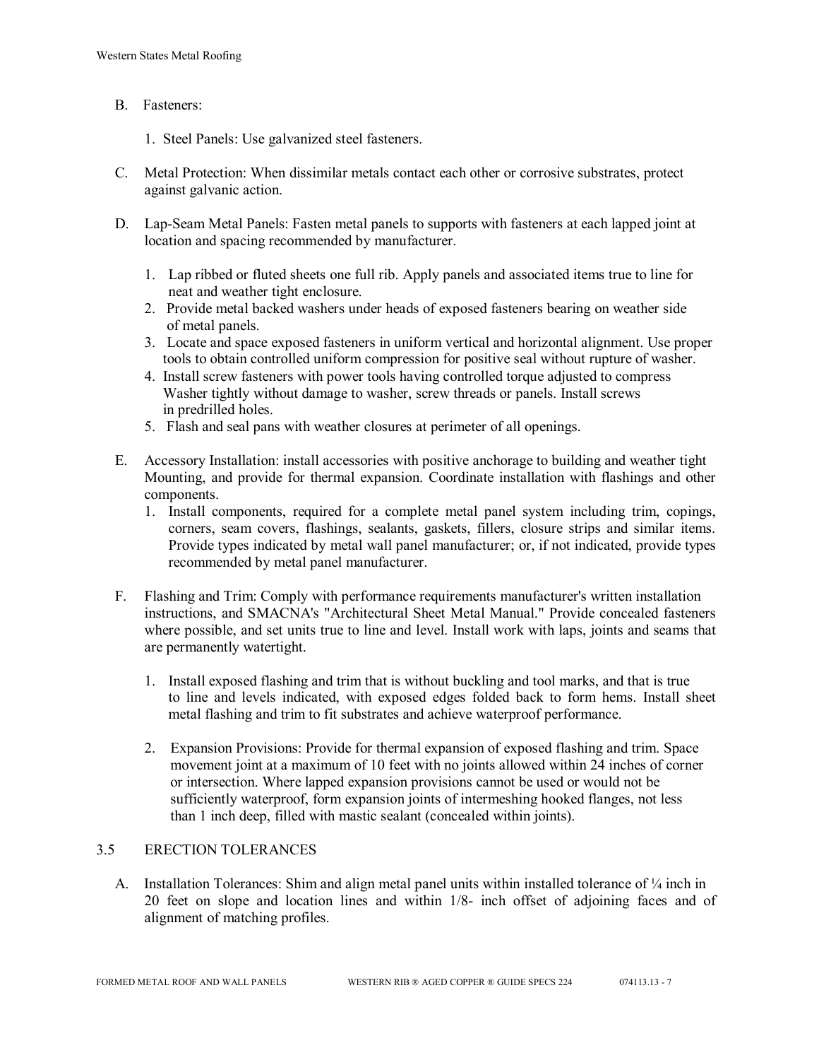B. Fasteners:

1. Steel Panels: Use galvanized steel fasteners.

C. Metal Protection: When dissimilar metals contact each other or corrosive substrates, protect against galvanic action.

D. Lap-Seam Metal Panels: Fasten metal panels to supports with fasteners at each lapped joint at location and spacing recommended by manufacturer.

1. Lap ribbed or fluted sheets one full rib. Apply panels and associated items true to line for neat and weather tight enclosure.
2. Provide metal backed washers under heads of exposed fasteners bearing on weather side of metal panels.
3. Locate and space exposed fasteners in uniform vertical and horizontal alignment. Use proper tools to obtain controlled uniform compression for positive seal without rupture of washer.
4. Install screw fasteners with power tools having controlled torque adjusted to compress Washer tightly without damage to washer, screw threads or panels. Install screws in predrilled holes.
5. Flash and seal pans with weather closures at perimeter of all openings.

E. Accessory Installation: install accessories with positive anchorage to building and weather tight Mounting, and provide for thermal expansion. Coordinate installation with flashings and other components.

1. Install components, required for a complete metal panel system including trim, copings, corners, seam covers, flashings, sealants, gaskets, fillers, closure strips and similar items. Provide types indicated by metal wall panel manufacturer; or, if not indicated, provide types recommended by metal panel manufacturer.

F. Flashing and Trim: Comply with performance requirements manufacturer's written installation instructions, and SMACNA's "Architectural Sheet Metal Manual." Provide concealed fasteners where possible, and set units true to line and level. Install work with laps, joints and seams that are permanently watertight.

1. Install exposed flashing and trim that is without buckling and tool marks, and that is true to line and levels indicated, with exposed edges folded back to form hems. Install sheet metal flashing and trim to fit substrates and achieve waterproof performance.

2. Expansion Provisions: Provide for thermal expansion of exposed flashing and trim. Space movement joint at a maximum of 10 feet with no joints allowed within 24 inches of corner or intersection. Where lapped expansion provisions cannot be used or would not be sufficiently waterproof, form expansion joints of intermeshing hooked flanges, not less than 1 inch deep, filled with mastic sealant (concealed within joints).

## 3.5 ERECTION TOLERANCES

A. Installation Tolerances: Shim and align metal panel units within installed tolerance of ¼ inch in 20 feet on slope and location lines and within 1/8- inch offset of adjoining faces and of alignment of matching profiles.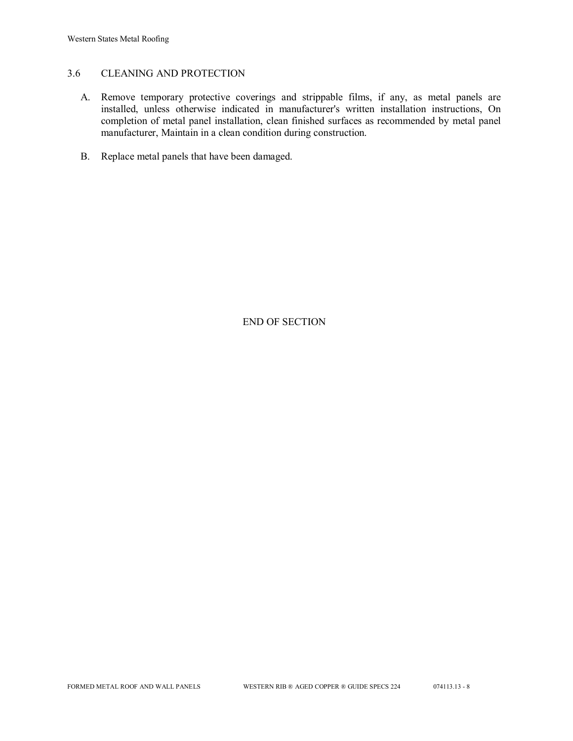## 3.6 CLEANING AND PROTECTION

A. Remove temporary protective coverings and strippable films, if any, as metal panels are installed, unless otherwise indicated in manufacturer's written installation instructions, On completion of metal panel installation, clean finished surfaces as recommended by metal panel manufacturer, Maintain in a clean condition during construction.

B. Replace metal panels that have been damaged.

END OF SECTION